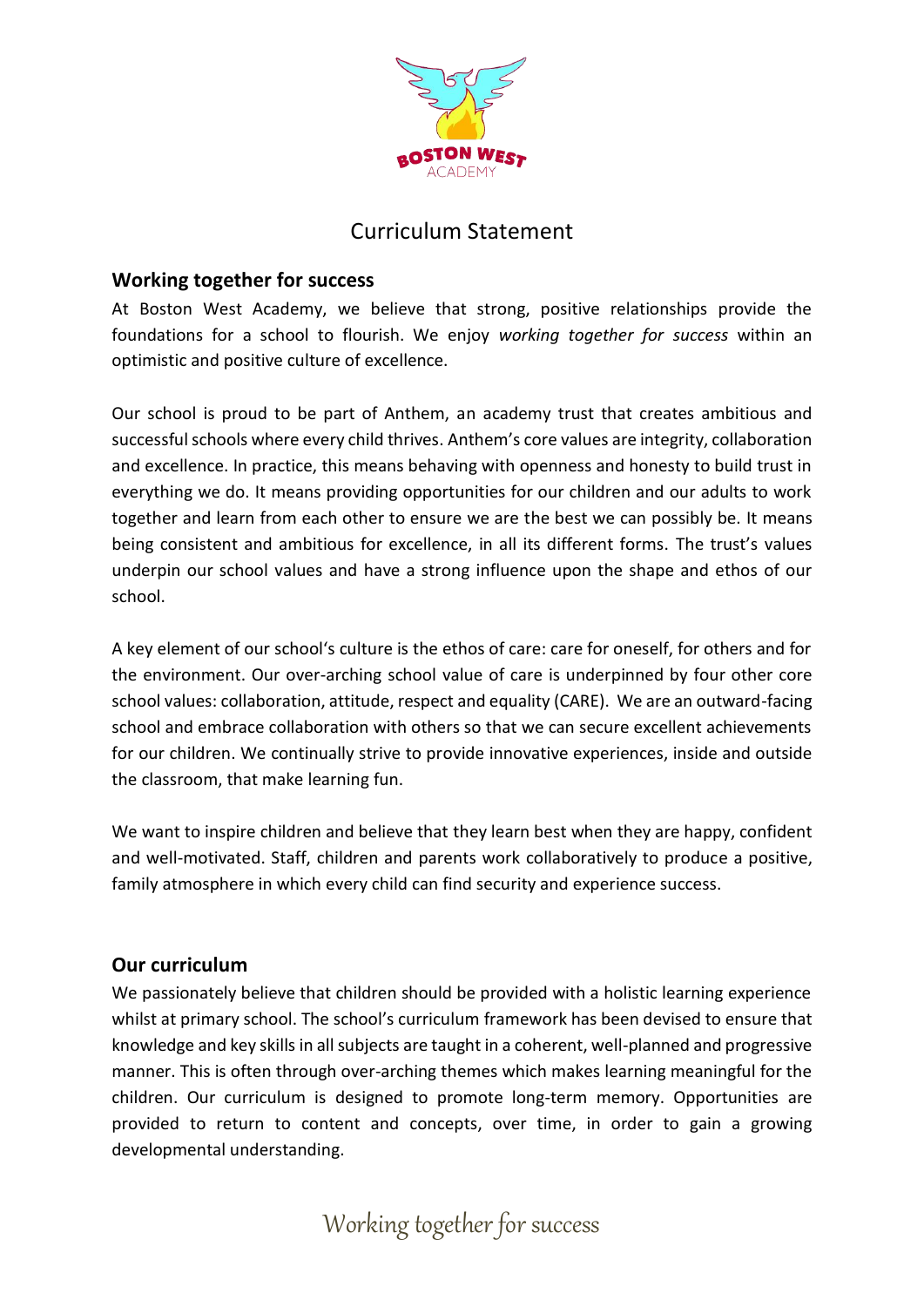# Curriculum Statement

## Working together for success

At Boston West Academy, we believe that strong, positive relationships provide the foundations for a school to flourish. We enjoy *working together for success* within an optimistic and positive culture of excellence.

Our school is proud to be part of Anthem, an academy trust that creates ambitious and successful schools where every child thrives. Anthem's core values are integrity, collaboration and excellence. In practice, this means behaving with openness and honesty to build trust in everything we do. It means providing opportunities for our children and our adults to work together and learn from each other to ensure we are the best we can possibly be. It means being consistent and ambitious for excellence, in all its different forms. The trust's values underpin our school values and have a strong influence upon the shape and ethos of our school.

A key element of our school's culture is the ethos of care: care for oneself, for others and for the environment. Our over-arching school value of care is underpinned by four other core school values: collaboration, attitude, respect and equality (CARE). We are an outward-facing school and embrace collaboration with others so that we can secure excellent achievements for our children. We continually strive to provide innovative experiences, inside and outside the classroom, that make learning fun.

We want to inspire children and believe that they learn best when they are happy, confident and well-motivated. Staff, children and parents work collaboratively to produce a positive, family atmosphere in which every child can find security and experience success.

## Our curriculum

We passionately believe that children should be provided with a holistic learning experience whilst at primary school. The school's curriculum framework has been devised to ensure that knowledge and key skills in all subjects are taught in a coherent, well-planned and progressive manner. This is often through over-arching themes which makes learning meaningful for the children. Our curriculum is designed to promote long-term memory. Opportunities are provided to return to content and concepts, over time, in order to gain a growing developmental understanding.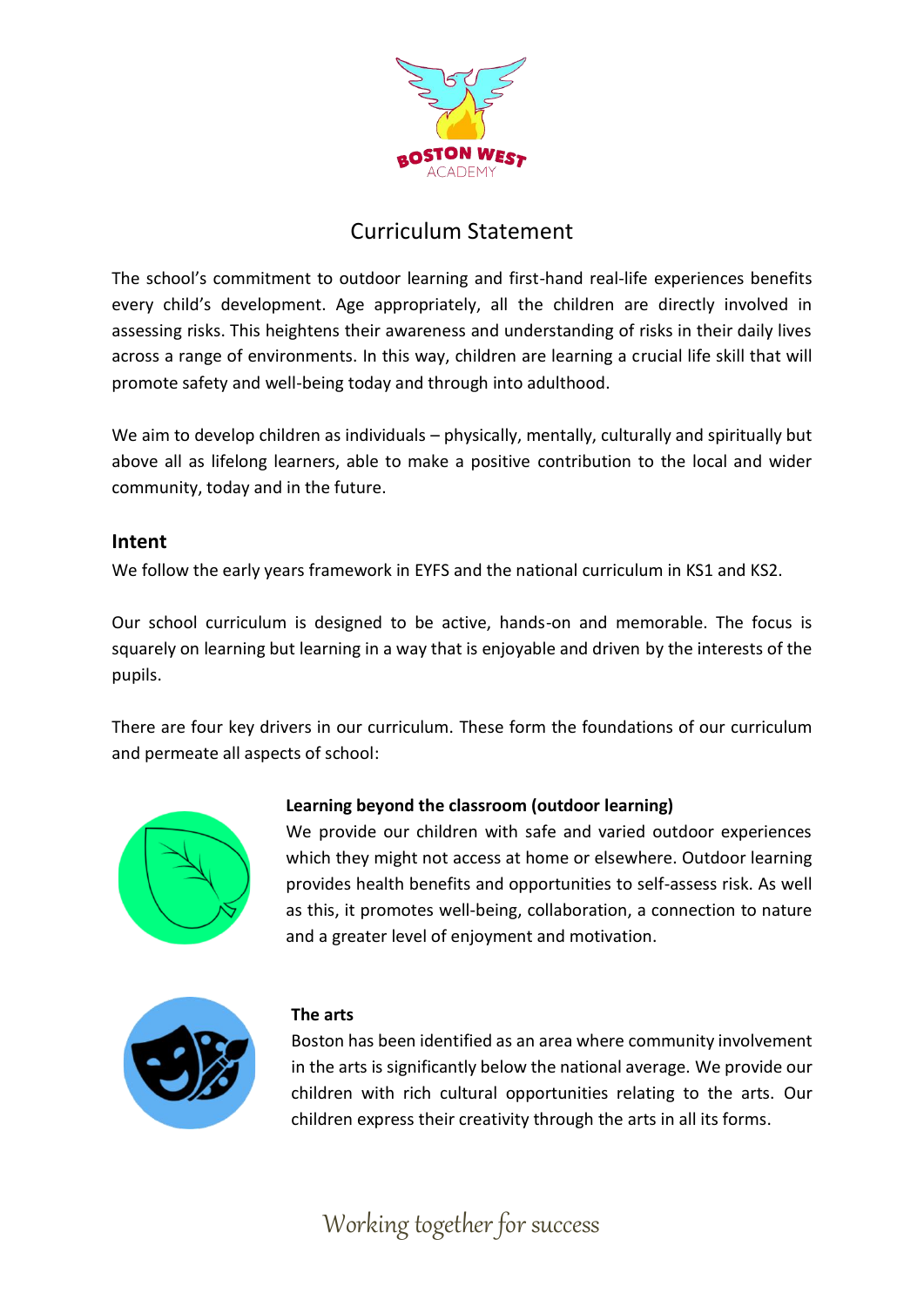# Curriculum Statement

The school's commitment to outdoor learning and first-hand real-life experiences benefits every child's development. Age appropriately, all the children are directly involved in assessing risks. This heightens their awareness and understanding of risks in their daily lives across a range of environments. In this way, children are learning a crucial life skill that will promote safety and well-being today and through into adulthood.

We aim to develop children as individuals – physically, mentally, culturally and spiritually but above all as lifelong learners, able to make a positive contribution to the local and wider community, today and in the future.

## Intent

We follow the early years framework in EYFS and the national curriculum in KS1 and KS2.

Our school curriculum is designed to be active, hands-on and memorable. The focus is squarely on learning but learning in a way that is enjoyable and driven by the interests of the pupils.

There are four key drivers in our curriculum. These form the foundations of our curriculum and permeate all aspects of school:

**Learning beyond the classroom (outdoor learning)**
We provide our children with safe and varied outdoor experiences which they might not access at home or elsewhere. Outdoor learning provides health benefits and opportunities to self-assess risk. As well as this, it promotes well-being, collaboration, a connection to nature and a greater level of enjoyment and motivation.

**The arts**
Boston has been identified as an area where community involvement in the arts is significantly below the national average. We provide our children with rich cultural opportunities relating to the arts. Our children express their creativity through the arts in all its forms.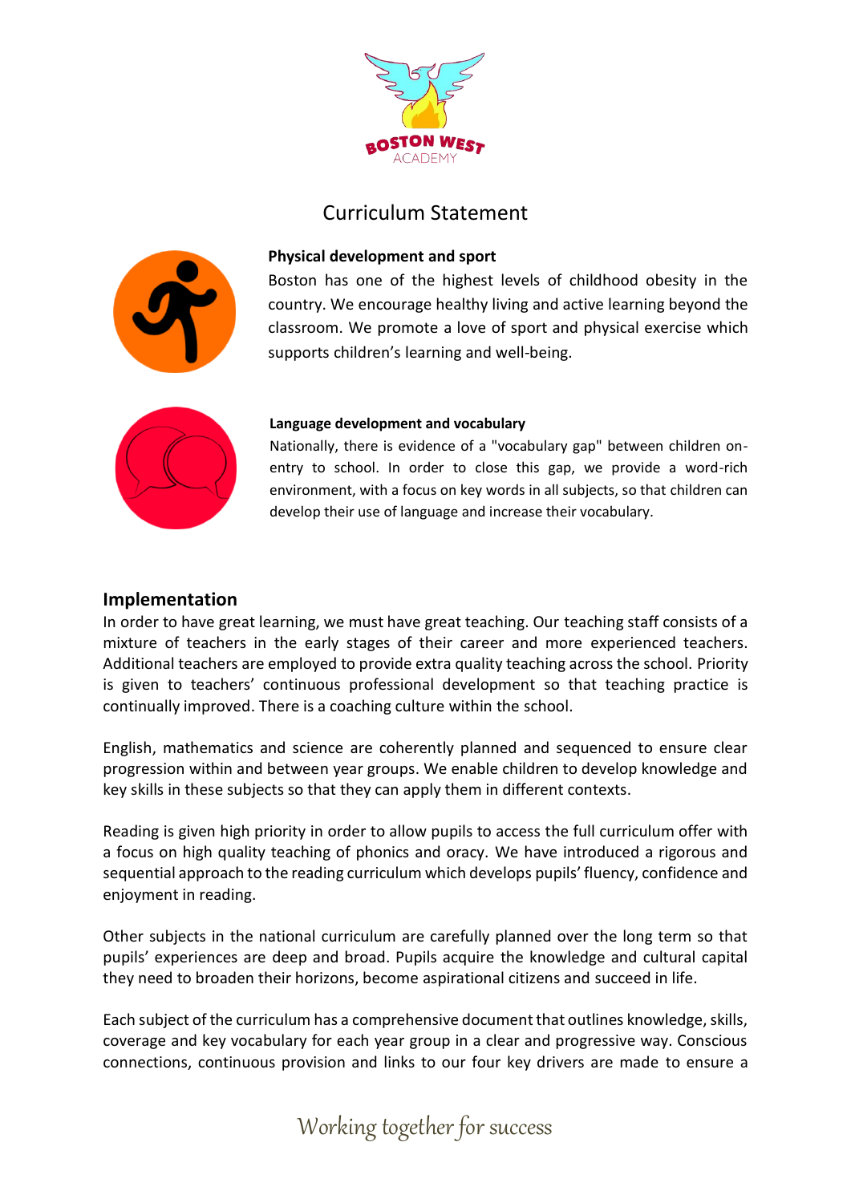Curriculum Statement

**Physical development and sport**

Boston has one of the highest levels of childhood obesity in the country. We encourage healthy living and active learning beyond the classroom. We promote a love of sport and physical exercise which supports children's learning and well-being.

**Language development and vocabulary**

Nationally, there is evidence of a "vocabulary gap" between children on-entry to school. In order to close this gap, we provide a word-rich environment, with a focus on key words in all subjects, so that children can develop their use of language and increase their vocabulary.

## Implementation

In order to have great learning, we must have great teaching. Our teaching staff consists of a mixture of teachers in the early stages of their career and more experienced teachers. Additional teachers are employed to provide extra quality teaching across the school. Priority is given to teachers' continuous professional development so that teaching practice is continually improved. There is a coaching culture within the school.

English, mathematics and science are coherently planned and sequenced to ensure clear progression within and between year groups. We enable children to develop knowledge and key skills in these subjects so that they can apply them in different contexts.

Reading is given high priority in order to allow pupils to access the full curriculum offer with a focus on high quality teaching of phonics and oracy. We have introduced a rigorous and sequential approach to the reading curriculum which develops pupils' fluency, confidence and enjoyment in reading.

Other subjects in the national curriculum are carefully planned over the long term so that pupils' experiences are deep and broad. Pupils acquire the knowledge and cultural capital they need to broaden their horizons, become aspirational citizens and succeed in life.

Each subject of the curriculum has a comprehensive document that outlines knowledge, skills, coverage and key vocabulary for each year group in a clear and progressive way. Conscious connections, continuous provision and links to our four key drivers are made to ensure a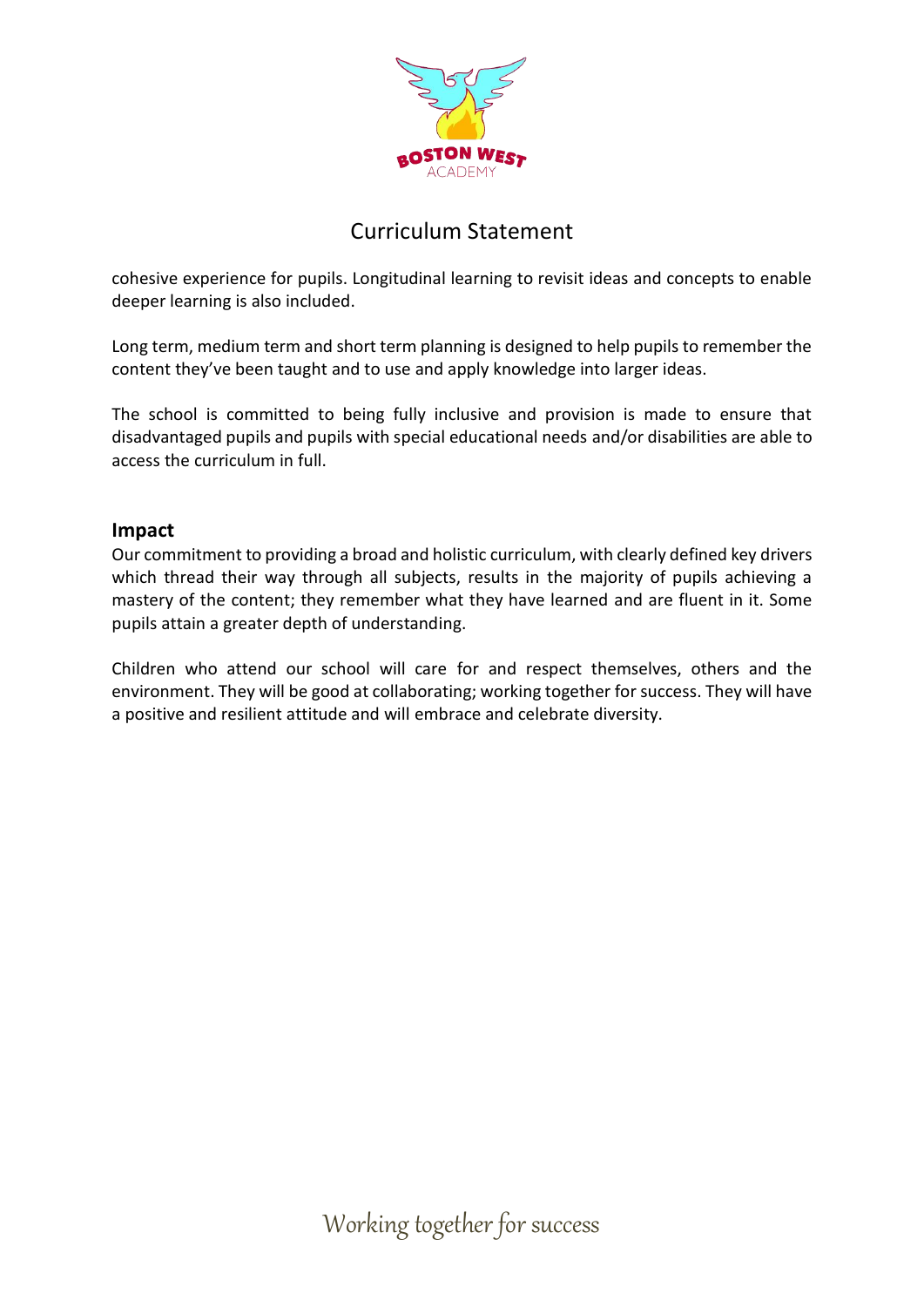cohesive experience for pupils. Longitudinal learning to revisit ideas and concepts to enable deeper learning is also included.

Long term, medium term and short term planning is designed to help pupils to remember the content they've been taught and to use and apply knowledge into larger ideas.

The school is committed to being fully inclusive and provision is made to ensure that disadvantaged pupils and pupils with special educational needs and/or disabilities are able to access the curriculum in full.

## Impact

Our commitment to providing a broad and holistic curriculum, with clearly defined key drivers which thread their way through all subjects, results in the majority of pupils achieving a mastery of the content; they remember what they have learned and are fluent in it. Some pupils attain a greater depth of understanding.

Children who attend our school will care for and respect themselves, others and the environment. They will be good at collaborating; working together for success. They will have a positive and resilient attitude and will embrace and celebrate diversity.